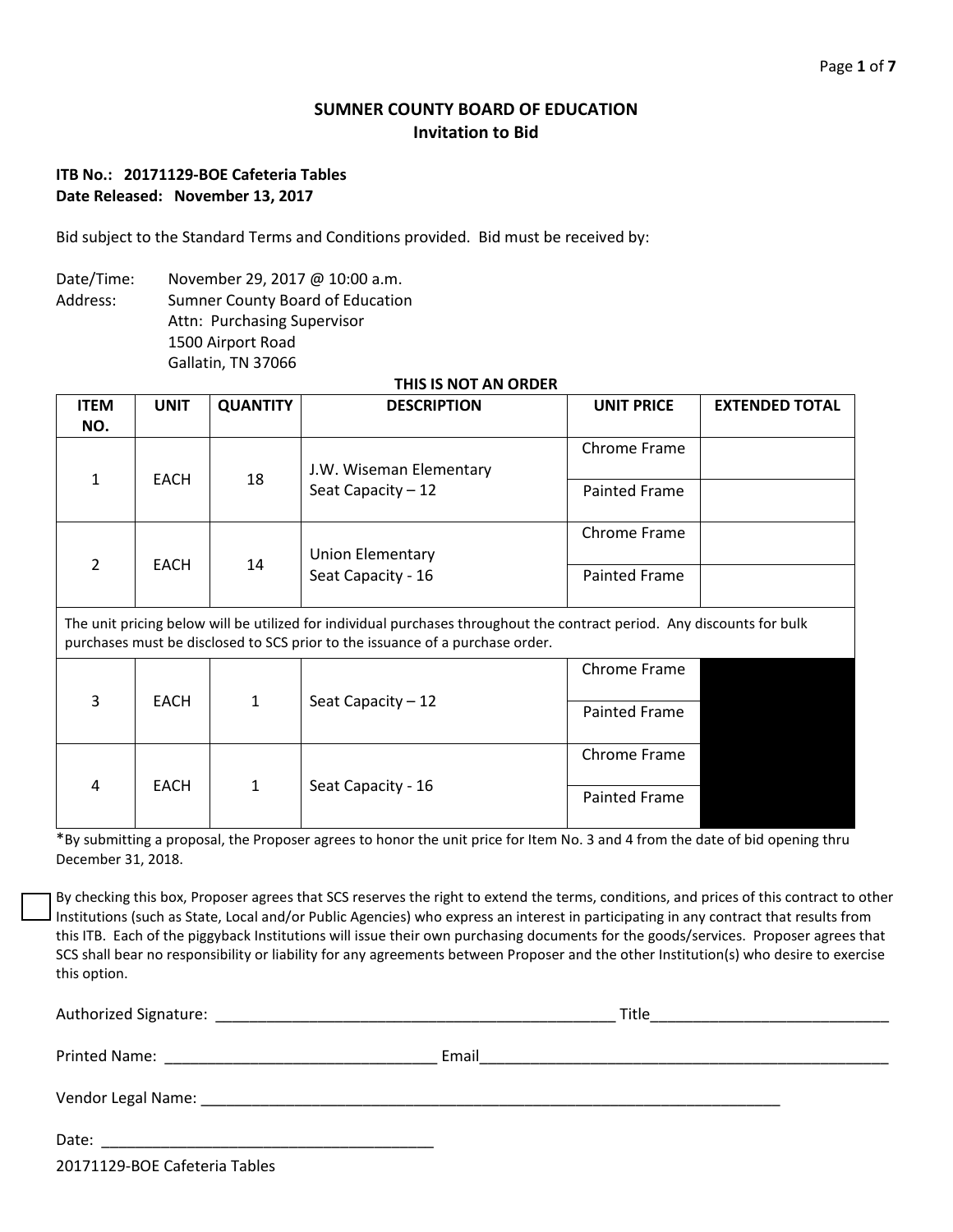# SUMNER COUNTY BOARD OF EDUCATION

## Invitation to Bid

**ITB No.: 20171129-BOE Cafeteria Tables**
**Date Released: November 13, 2017**

Bid subject to the Standard Terms and Conditions provided. Bid must be received by:

Date/Time: November 29, 2017 @ 10:00 a.m.
Address: Sumner County Board of Education
Attn: Purchasing Supervisor
1500 Airport Road
Gallatin, TN 37066

**THIS IS NOT AN ORDER**

| ITEM NO. | UNIT | QUANTITY | DESCRIPTION | UNIT PRICE | EXTENDED TOTAL |
|---|---|---|---|---|---|
| 1 | EACH | 18 | J.W. Wiseman Elementary Seat Capacity – 12 | Chrome Frame | |
| | | | | Painted Frame | |
| 2 | EACH | 14 | Union Elementary Seat Capacity - 16 | Chrome Frame | |
| | | | | Painted Frame | |
| The unit pricing below will be utilized for individual purchases throughout the contract period. Any discounts for bulk purchases must be disclosed to SCS prior to the issuance of a purchase order. | | | | | |
| 3 | EACH | 1 | Seat Capacity – 12 | Chrome Frame | |
| | | | | Painted Frame | |
| 4 | EACH | 1 | Seat Capacity - 16 | Chrome Frame | |
| | | | | Painted Frame | |

*By submitting a proposal, the Proposer agrees to honor the unit price for Item No. 3 and 4 from the date of bid opening thru December 31, 2018.

☐ By checking this box, Proposer agrees that SCS reserves the right to extend the terms, conditions, and prices of this contract to other Institutions (such as State, Local and/or Public Agencies) who express an interest in participating in any contract that results from this ITB. Each of the piggyback Institutions will issue their own purchasing documents for the goods/services. Proposer agrees that SCS shall bear no responsibility or liability for any agreements between Proposer and the other Institution(s) who desire to exercise this option.

Authorized Signature: ______________________________________________ Title____________________________

Printed Name: ________________________________ Email__________________________________________________

Vendor Legal Name: ______________________________________________________________________

Date: ________________________________________

20171129-BOE Cafeteria Tables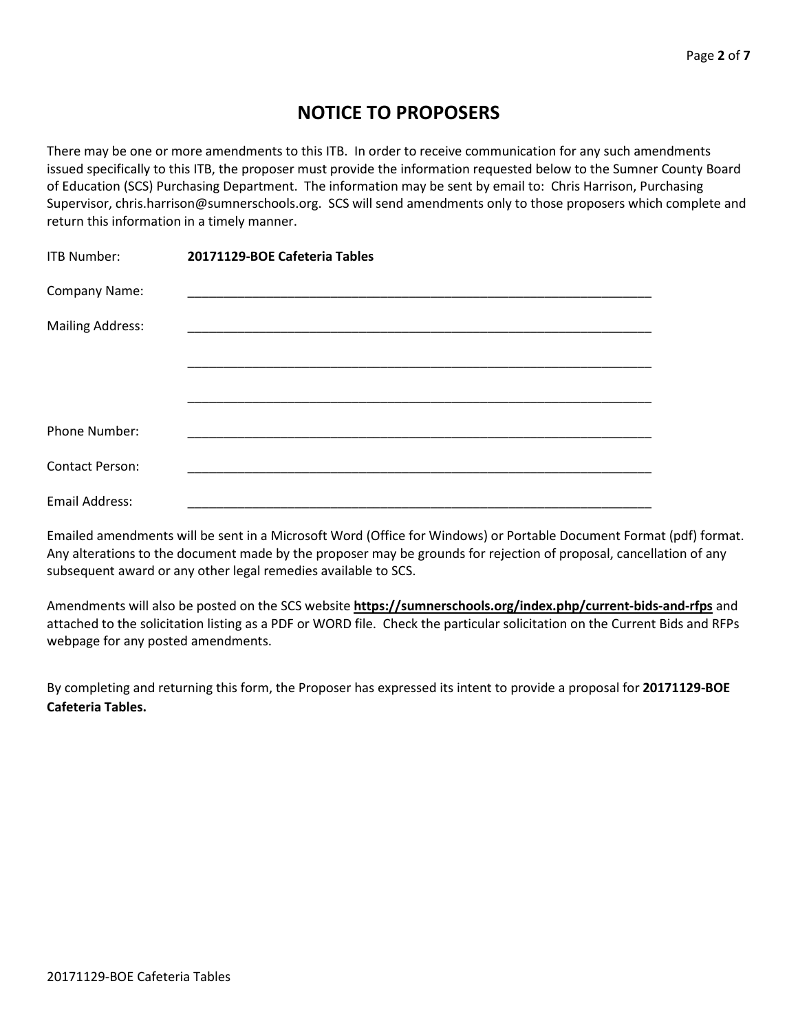# NOTICE TO PROPOSERS

There may be one or more amendments to this ITB. In order to receive communication for any such amendments issued specifically to this ITB, the proposer must provide the information requested below to the Sumner County Board of Education (SCS) Purchasing Department. The information may be sent by email to: Chris Harrison, Purchasing Supervisor, chris.harrison@sumnerschools.org. SCS will send amendments only to those proposers which complete and return this information in a timely manner.

ITB Number: **20171129-BOE Cafeteria Tables**

Company Name: ____________________________________________________________________

Mailing Address: ____________________________________________________________________

____________________________________________________________________

____________________________________________________________________

Phone Number: ____________________________________________________________________

Contact Person: ____________________________________________________________________

Email Address: ____________________________________________________________________

Emailed amendments will be sent in a Microsoft Word (Office for Windows) or Portable Document Format (pdf) format. Any alterations to the document made by the proposer may be grounds for rejection of proposal, cancellation of any subsequent award or any other legal remedies available to SCS.

Amendments will also be posted on the SCS website **https://sumnerschools.org/index.php/current-bids-and-rfps** and attached to the solicitation listing as a PDF or WORD file. Check the particular solicitation on the Current Bids and RFPs webpage for any posted amendments.

By completing and returning this form, the Proposer has expressed its intent to provide a proposal for **20171129-BOE Cafeteria Tables.**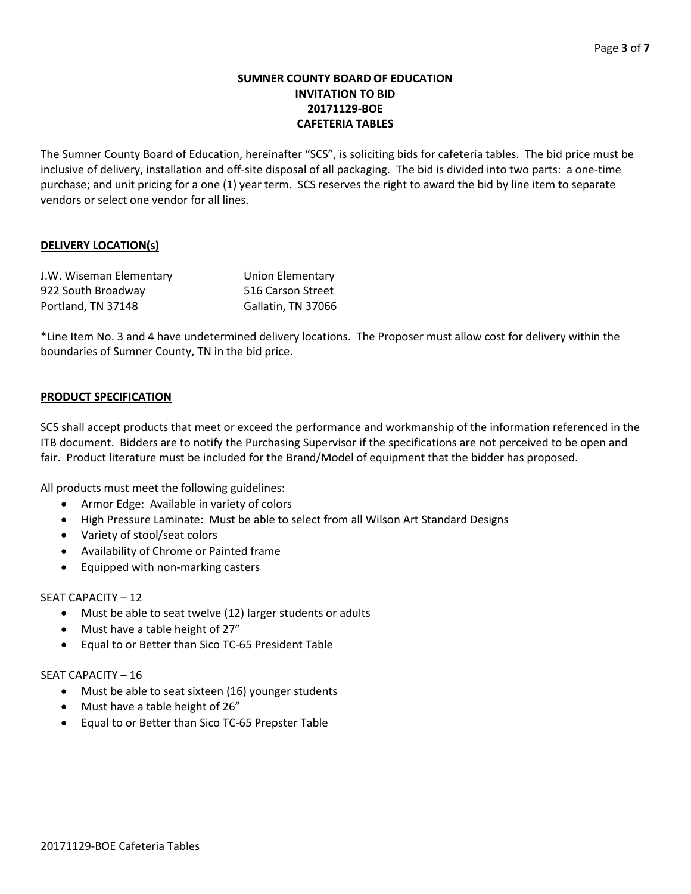# SUMNER COUNTY BOARD OF EDUCATION
## INVITATION TO BID
## 20171129-BOE
## CAFETERIA TABLES

The Sumner County Board of Education, hereinafter "SCS", is soliciting bids for cafeteria tables. The bid price must be inclusive of delivery, installation and off-site disposal of all packaging. The bid is divided into two parts: a one-time purchase; and unit pricing for a one (1) year term. SCS reserves the right to award the bid by line item to separate vendors or select one vendor for all lines.

**DELIVERY LOCATION(s)**

| | |
|---|---|
| J.W. Wiseman Elementary | Union Elementary |
| 922 South Broadway | 516 Carson Street |
| Portland, TN 37148 | Gallatin, TN 37066 |

*Line Item No. 3 and 4 have undetermined delivery locations. The Proposer must allow cost for delivery within the boundaries of Sumner County, TN in the bid price.

**PRODUCT SPECIFICATION**

SCS shall accept products that meet or exceed the performance and workmanship of the information referenced in the ITB document. Bidders are to notify the Purchasing Supervisor if the specifications are not perceived to be open and fair. Product literature must be included for the Brand/Model of equipment that the bidder has proposed.

All products must meet the following guidelines:

- Armor Edge: Available in variety of colors
- High Pressure Laminate: Must be able to select from all Wilson Art Standard Designs
- Variety of stool/seat colors
- Availability of Chrome or Painted frame
- Equipped with non-marking casters

SEAT CAPACITY – 12

- Must be able to seat twelve (12) larger students or adults
- Must have a table height of 27"
- Equal to or Better than Sico TC-65 President Table

SEAT CAPACITY – 16

- Must be able to seat sixteen (16) younger students
- Must have a table height of 26"
- Equal to or Better than Sico TC-65 Prepster Table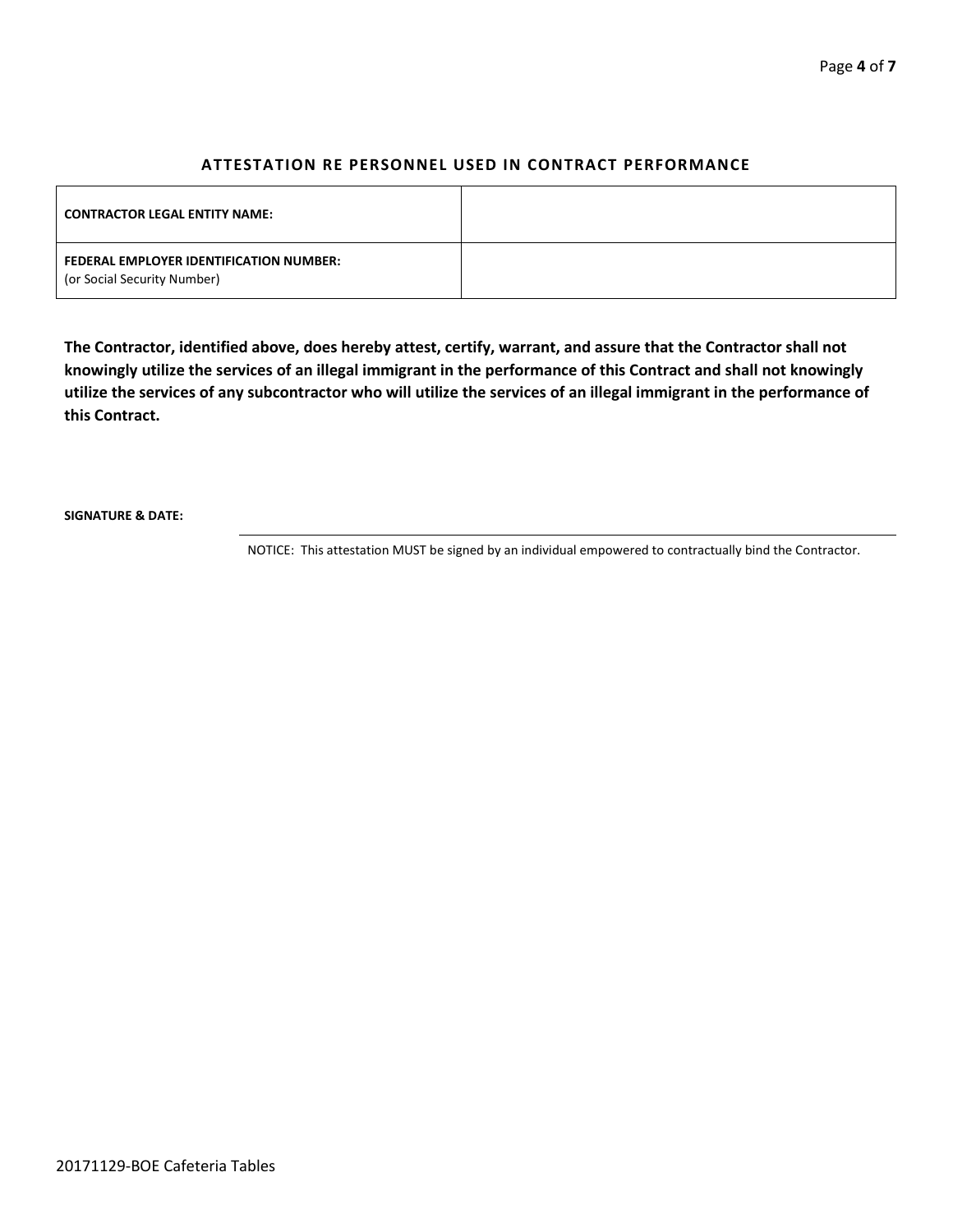## ATTESTATION RE PERSONNEL USED IN CONTRACT PERFORMANCE

| | |
|---|---|
| **CONTRACTOR LEGAL ENTITY NAME:** | |
| **FEDERAL EMPLOYER IDENTIFICATION NUMBER:** (or Social Security Number) | |

**The Contractor, identified above, does hereby attest, certify, warrant, and assure that the Contractor shall not knowingly utilize the services of an illegal immigrant in the performance of this Contract and shall not knowingly utilize the services of any subcontractor who will utilize the services of an illegal immigrant in the performance of this Contract.**

**SIGNATURE & DATE:**

NOTICE: This attestation MUST be signed by an individual empowered to contractually bind the Contractor.

20171129-BOE Cafeteria Tables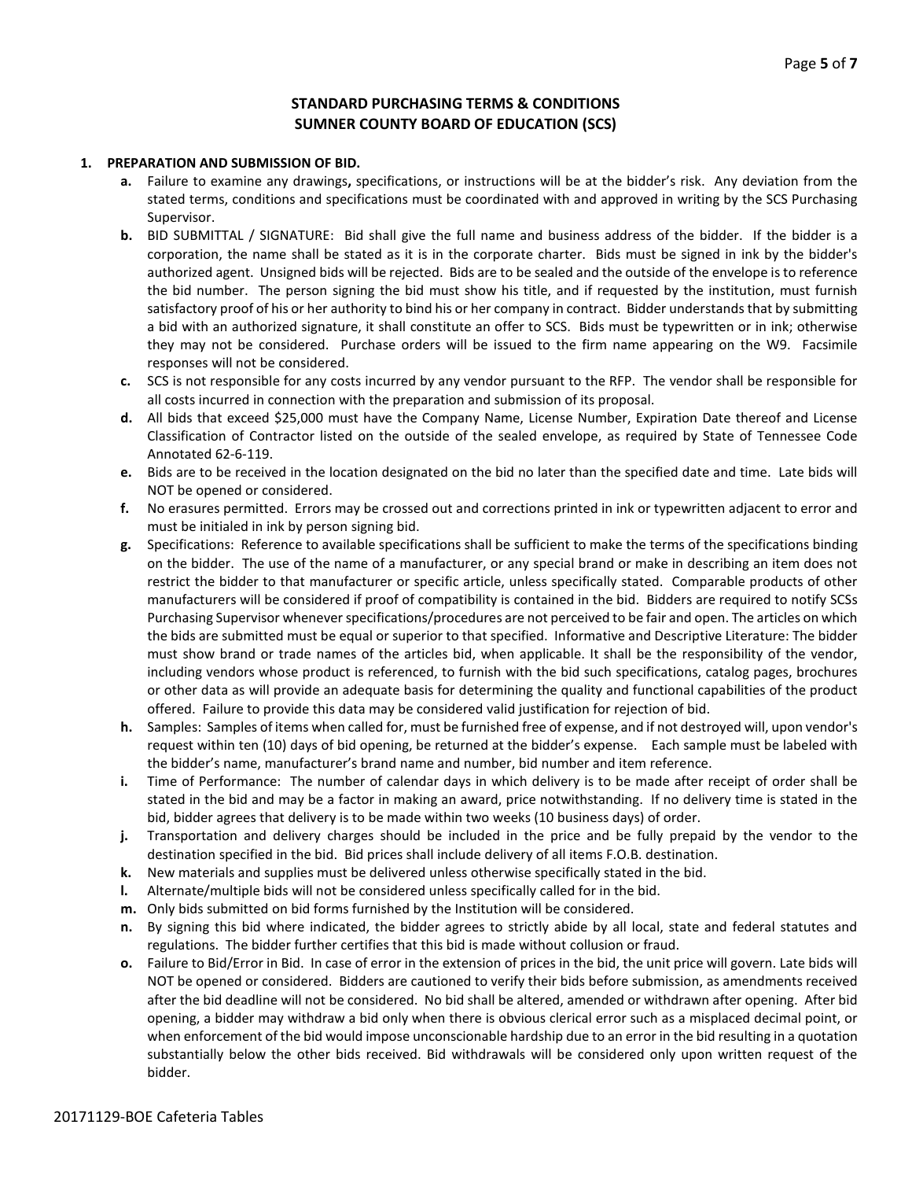## STANDARD PURCHASING TERMS & CONDITIONS
## SUMNER COUNTY BOARD OF EDUCATION (SCS)

**1. PREPARATION AND SUBMISSION OF BID.**

- **a.** Failure to examine any drawings**,** specifications, or instructions will be at the bidder's risk. Any deviation from the stated terms, conditions and specifications must be coordinated with and approved in writing by the SCS Purchasing Supervisor.
- **b.** BID SUBMITTAL / SIGNATURE: Bid shall give the full name and business address of the bidder. If the bidder is a corporation, the name shall be stated as it is in the corporate charter. Bids must be signed in ink by the bidder's authorized agent. Unsigned bids will be rejected. Bids are to be sealed and the outside of the envelope is to reference the bid number. The person signing the bid must show his title, and if requested by the institution, must furnish satisfactory proof of his or her authority to bind his or her company in contract. Bidder understands that by submitting a bid with an authorized signature, it shall constitute an offer to SCS. Bids must be typewritten or in ink; otherwise they may not be considered. Purchase orders will be issued to the firm name appearing on the W9. Facsimile responses will not be considered.
- **c.** SCS is not responsible for any costs incurred by any vendor pursuant to the RFP. The vendor shall be responsible for all costs incurred in connection with the preparation and submission of its proposal.
- **d.** All bids that exceed $25,000 must have the Company Name, License Number, Expiration Date thereof and License Classification of Contractor listed on the outside of the sealed envelope, as required by State of Tennessee Code Annotated 62-6-119.
- **e.** Bids are to be received in the location designated on the bid no later than the specified date and time. Late bids will NOT be opened or considered.
- **f.** No erasures permitted. Errors may be crossed out and corrections printed in ink or typewritten adjacent to error and must be initialed in ink by person signing bid.
- **g.** Specifications: Reference to available specifications shall be sufficient to make the terms of the specifications binding on the bidder. The use of the name of a manufacturer, or any special brand or make in describing an item does not restrict the bidder to that manufacturer or specific article, unless specifically stated. Comparable products of other manufacturers will be considered if proof of compatibility is contained in the bid. Bidders are required to notify SCSs Purchasing Supervisor whenever specifications/procedures are not perceived to be fair and open. The articles on which the bids are submitted must be equal or superior to that specified. Informative and Descriptive Literature: The bidder must show brand or trade names of the articles bid, when applicable. It shall be the responsibility of the vendor, including vendors whose product is referenced, to furnish with the bid such specifications, catalog pages, brochures or other data as will provide an adequate basis for determining the quality and functional capabilities of the product offered. Failure to provide this data may be considered valid justification for rejection of bid.
- **h.** Samples: Samples of items when called for, must be furnished free of expense, and if not destroyed will, upon vendor's request within ten (10) days of bid opening, be returned at the bidder's expense. Each sample must be labeled with the bidder's name, manufacturer's brand name and number, bid number and item reference.
- **i.** Time of Performance: The number of calendar days in which delivery is to be made after receipt of order shall be stated in the bid and may be a factor in making an award, price notwithstanding. If no delivery time is stated in the bid, bidder agrees that delivery is to be made within two weeks (10 business days) of order.
- **j.** Transportation and delivery charges should be included in the price and be fully prepaid by the vendor to the destination specified in the bid. Bid prices shall include delivery of all items F.O.B. destination.
- **k.** New materials and supplies must be delivered unless otherwise specifically stated in the bid.
- **l.** Alternate/multiple bids will not be considered unless specifically called for in the bid.
- **m.** Only bids submitted on bid forms furnished by the Institution will be considered.
- **n.** By signing this bid where indicated, the bidder agrees to strictly abide by all local, state and federal statutes and regulations. The bidder further certifies that this bid is made without collusion or fraud.
- **o.** Failure to Bid/Error in Bid. In case of error in the extension of prices in the bid, the unit price will govern. Late bids will NOT be opened or considered. Bidders are cautioned to verify their bids before submission, as amendments received after the bid deadline will not be considered. No bid shall be altered, amended or withdrawn after opening. After bid opening, a bidder may withdraw a bid only when there is obvious clerical error such as a misplaced decimal point, or when enforcement of the bid would impose unconscionable hardship due to an error in the bid resulting in a quotation substantially below the other bids received. Bid withdrawals will be considered only upon written request of the bidder.

20171129-BOE Cafeteria Tables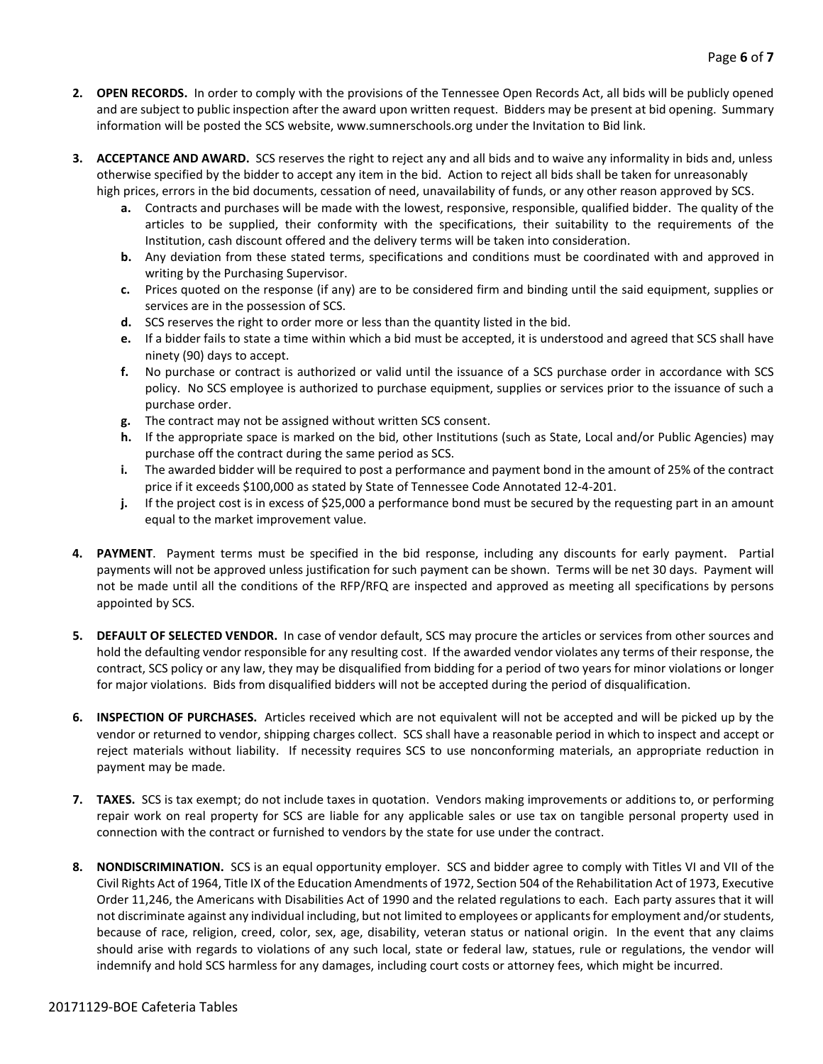2. **OPEN RECORDS.** In order to comply with the provisions of the Tennessee Open Records Act, all bids will be publicly opened and are subject to public inspection after the award upon written request. Bidders may be present at bid opening. Summary information will be posted the SCS website, www.sumnerschools.org under the Invitation to Bid link.

3. **ACCEPTANCE AND AWARD.** SCS reserves the right to reject any and all bids and to waive any informality in bids and, unless otherwise specified by the bidder to accept any item in the bid. Action to reject all bids shall be taken for unreasonably high prices, errors in the bid documents, cessation of need, unavailability of funds, or any other reason approved by SCS.
   a. Contracts and purchases will be made with the lowest, responsive, responsible, qualified bidder. The quality of the articles to be supplied, their conformity with the specifications, their suitability to the requirements of the Institution, cash discount offered and the delivery terms will be taken into consideration.
   b. Any deviation from these stated terms, specifications and conditions must be coordinated with and approved in writing by the Purchasing Supervisor.
   c. Prices quoted on the response (if any) are to be considered firm and binding until the said equipment, supplies or services are in the possession of SCS.
   d. SCS reserves the right to order more or less than the quantity listed in the bid.
   e. If a bidder fails to state a time within which a bid must be accepted, it is understood and agreed that SCS shall have ninety (90) days to accept.
   f. No purchase or contract is authorized or valid until the issuance of a SCS purchase order in accordance with SCS policy. No SCS employee is authorized to purchase equipment, supplies or services prior to the issuance of such a purchase order.
   g. The contract may not be assigned without written SCS consent.
   h. If the appropriate space is marked on the bid, other Institutions (such as State, Local and/or Public Agencies) may purchase off the contract during the same period as SCS.
   i. The awarded bidder will be required to post a performance and payment bond in the amount of 25% of the contract price if it exceeds $100,000 as stated by State of Tennessee Code Annotated 12-4-201.
   j. If the project cost is in excess of $25,000 a performance bond must be secured by the requesting part in an amount equal to the market improvement value.

4. **PAYMENT**. Payment terms must be specified in the bid response, including any discounts for early payment. Partial payments will not be approved unless justification for such payment can be shown. Terms will be net 30 days. Payment will not be made until all the conditions of the RFP/RFQ are inspected and approved as meeting all specifications by persons appointed by SCS.

5. **DEFAULT OF SELECTED VENDOR.** In case of vendor default, SCS may procure the articles or services from other sources and hold the defaulting vendor responsible for any resulting cost. If the awarded vendor violates any terms of their response, the contract, SCS policy or any law, they may be disqualified from bidding for a period of two years for minor violations or longer for major violations. Bids from disqualified bidders will not be accepted during the period of disqualification.

6. **INSPECTION OF PURCHASES.** Articles received which are not equivalent will not be accepted and will be picked up by the vendor or returned to vendor, shipping charges collect. SCS shall have a reasonable period in which to inspect and accept or reject materials without liability. If necessity requires SCS to use nonconforming materials, an appropriate reduction in payment may be made.

7. **TAXES.** SCS is tax exempt; do not include taxes in quotation. Vendors making improvements or additions to, or performing repair work on real property for SCS are liable for any applicable sales or use tax on tangible personal property used in connection with the contract or furnished to vendors by the state for use under the contract.

8. **NONDISCRIMINATION.** SCS is an equal opportunity employer. SCS and bidder agree to comply with Titles VI and VII of the Civil Rights Act of 1964, Title IX of the Education Amendments of 1972, Section 504 of the Rehabilitation Act of 1973, Executive Order 11,246, the Americans with Disabilities Act of 1990 and the related regulations to each. Each party assures that it will not discriminate against any individual including, but not limited to employees or applicants for employment and/or students, because of race, religion, creed, color, sex, age, disability, veteran status or national origin. In the event that any claims should arise with regards to violations of any such local, state or federal law, statues, rule or regulations, the vendor will indemnify and hold SCS harmless for any damages, including court costs or attorney fees, which might be incurred.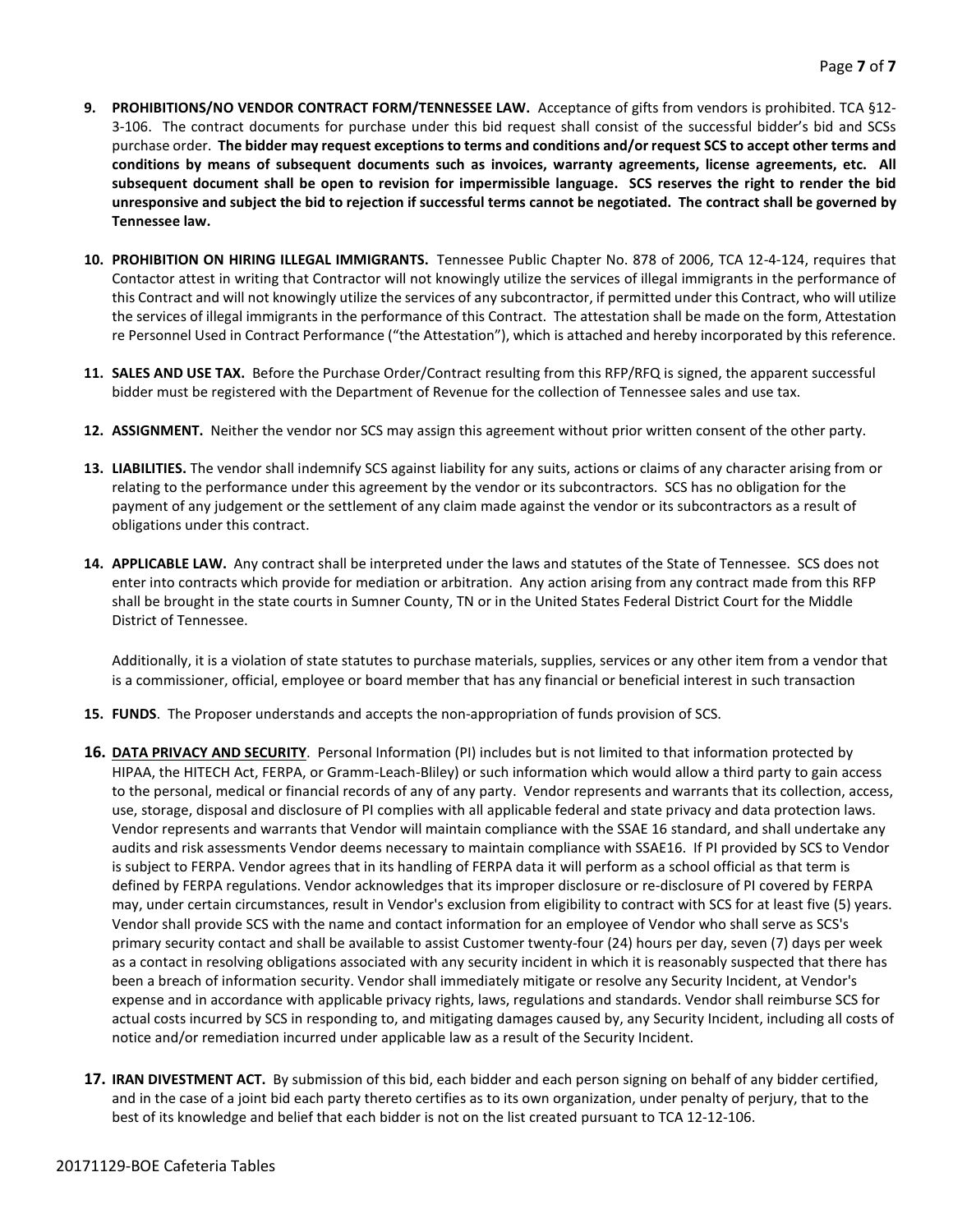**9. PROHIBITIONS/NO VENDOR CONTRACT FORM/TENNESSEE LAW.** Acceptance of gifts from vendors is prohibited. TCA §12-3-106. The contract documents for purchase under this bid request shall consist of the successful bidder's bid and SCSs purchase order. **The bidder may request exceptions to terms and conditions and/or request SCS to accept other terms and conditions by means of subsequent documents such as invoices, warranty agreements, license agreements, etc. All subsequent document shall be open to revision for impermissible language. SCS reserves the right to render the bid unresponsive and subject the bid to rejection if successful terms cannot be negotiated. The contract shall be governed by Tennessee law.**

**10. PROHIBITION ON HIRING ILLEGAL IMMIGRANTS.** Tennessee Public Chapter No. 878 of 2006, TCA 12-4-124, requires that Contactor attest in writing that Contractor will not knowingly utilize the services of illegal immigrants in the performance of this Contract and will not knowingly utilize the services of any subcontractor, if permitted under this Contract, who will utilize the services of illegal immigrants in the performance of this Contract. The attestation shall be made on the form, Attestation re Personnel Used in Contract Performance ("the Attestation"), which is attached and hereby incorporated by this reference.

**11. SALES AND USE TAX.** Before the Purchase Order/Contract resulting from this RFP/RFQ is signed, the apparent successful bidder must be registered with the Department of Revenue for the collection of Tennessee sales and use tax.

**12. ASSIGNMENT.** Neither the vendor nor SCS may assign this agreement without prior written consent of the other party.

**13. LIABILITIES.** The vendor shall indemnify SCS against liability for any suits, actions or claims of any character arising from or relating to the performance under this agreement by the vendor or its subcontractors. SCS has no obligation for the payment of any judgement or the settlement of any claim made against the vendor or its subcontractors as a result of obligations under this contract.

**14. APPLICABLE LAW.** Any contract shall be interpreted under the laws and statutes of the State of Tennessee. SCS does not enter into contracts which provide for mediation or arbitration. Any action arising from any contract made from this RFP shall be brought in the state courts in Sumner County, TN or in the United States Federal District Court for the Middle District of Tennessee.

Additionally, it is a violation of state statutes to purchase materials, supplies, services or any other item from a vendor that is a commissioner, official, employee or board member that has any financial or beneficial interest in such transaction

**15. FUNDS**. The Proposer understands and accepts the non-appropriation of funds provision of SCS.

**16. <u>DATA PRIVACY AND SECURITY</u>**. Personal Information (PI) includes but is not limited to that information protected by HIPAA, the HITECH Act, FERPA, or Gramm-Leach-Bliley) or such information which would allow a third party to gain access to the personal, medical or financial records of any of any party. Vendor represents and warrants that its collection, access, use, storage, disposal and disclosure of PI complies with all applicable federal and state privacy and data protection laws. Vendor represents and warrants that Vendor will maintain compliance with the SSAE 16 standard, and shall undertake any audits and risk assessments Vendor deems necessary to maintain compliance with SSAE16. If PI provided by SCS to Vendor is subject to FERPA. Vendor agrees that in its handling of FERPA data it will perform as a school official as that term is defined by FERPA regulations. Vendor acknowledges that its improper disclosure or re-disclosure of PI covered by FERPA may, under certain circumstances, result in Vendor's exclusion from eligibility to contract with SCS for at least five (5) years. Vendor shall provide SCS with the name and contact information for an employee of Vendor who shall serve as SCS's primary security contact and shall be available to assist Customer twenty-four (24) hours per day, seven (7) days per week as a contact in resolving obligations associated with any security incident in which it is reasonably suspected that there has been a breach of information security. Vendor shall immediately mitigate or resolve any Security Incident, at Vendor's expense and in accordance with applicable privacy rights, laws, regulations and standards. Vendor shall reimburse SCS for actual costs incurred by SCS in responding to, and mitigating damages caused by, any Security Incident, including all costs of notice and/or remediation incurred under applicable law as a result of the Security Incident.

**17. IRAN DIVESTMENT ACT.** By submission of this bid, each bidder and each person signing on behalf of any bidder certified, and in the case of a joint bid each party thereto certifies as to its own organization, under penalty of perjury, that to the best of its knowledge and belief that each bidder is not on the list created pursuant to TCA 12-12-106.

20171129-BOE Cafeteria Tables